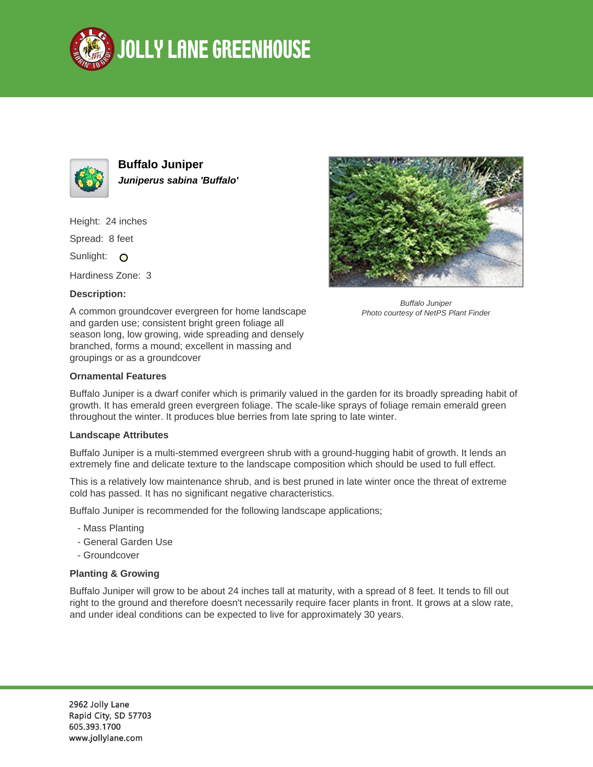# JOLLY LANE GREENHOUSE

## Buffalo Juniper

***Juniperus sabina 'Buffalo'***

Height: 24 inches

Spread: 8 feet

Sunlight: ○

Hardiness Zone: 3

**Description:**

A common groundcover evergreen for home landscape and garden use; consistent bright green foliage all season long, low growing, wide spreading and densely branched, forms a mound; excellent in massing and groupings or as a groundcover

*Buffalo Juniper*
*Photo courtesy of NetPS Plant Finder*

### Ornamental Features

Buffalo Juniper is a dwarf conifer which is primarily valued in the garden for its broadly spreading habit of growth. It has emerald green evergreen foliage. The scale-like sprays of foliage remain emerald green throughout the winter. It produces blue berries from late spring to late winter.

### Landscape Attributes

Buffalo Juniper is a multi-stemmed evergreen shrub with a ground-hugging habit of growth. It lends an extremely fine and delicate texture to the landscape composition which should be used to full effect.

This is a relatively low maintenance shrub, and is best pruned in late winter once the threat of extreme cold has passed. It has no significant negative characteristics.

Buffalo Juniper is recommended for the following landscape applications;

- Mass Planting
- General Garden Use
- Groundcover

### Planting & Growing

Buffalo Juniper will grow to be about 24 inches tall at maturity, with a spread of 8 feet. It tends to fill out right to the ground and therefore doesn't necessarily require facer plants in front. It grows at a slow rate, and under ideal conditions can be expected to live for approximately 30 years.

2962 Jolly Lane
Rapid City, SD 57703
605.393.1700
www.jollylane.com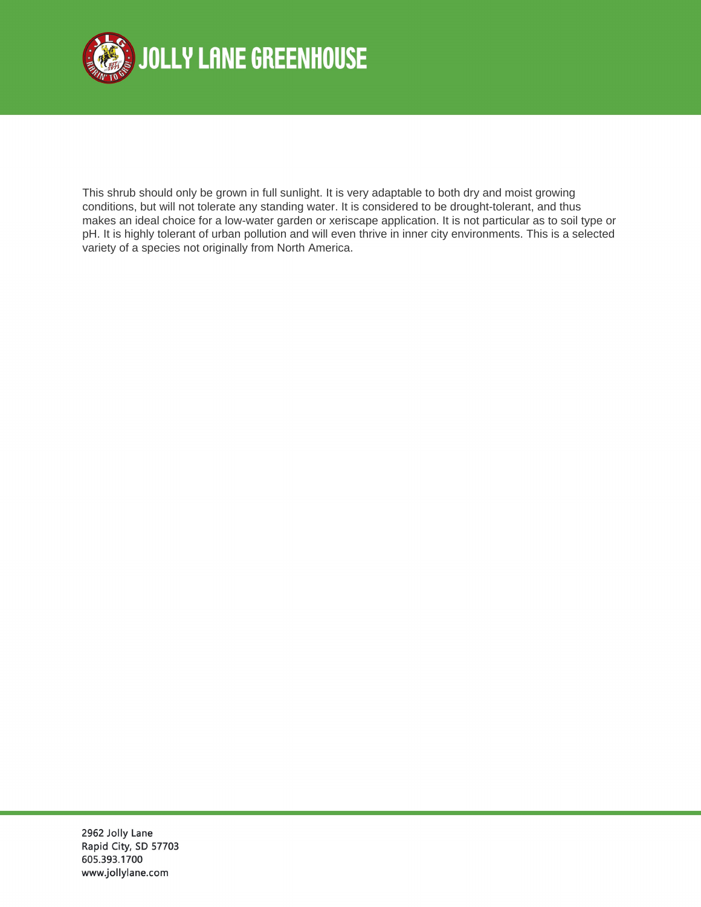This shrub should only be grown in full sunlight. It is very adaptable to both dry and moist growing conditions, but will not tolerate any standing water. It is considered to be drought-tolerant, and thus makes an ideal choice for a low-water garden or xeriscape application. It is not particular as to soil type or pH. It is highly tolerant of urban pollution and will even thrive in inner city environments. This is a selected variety of a species not originally from North America.